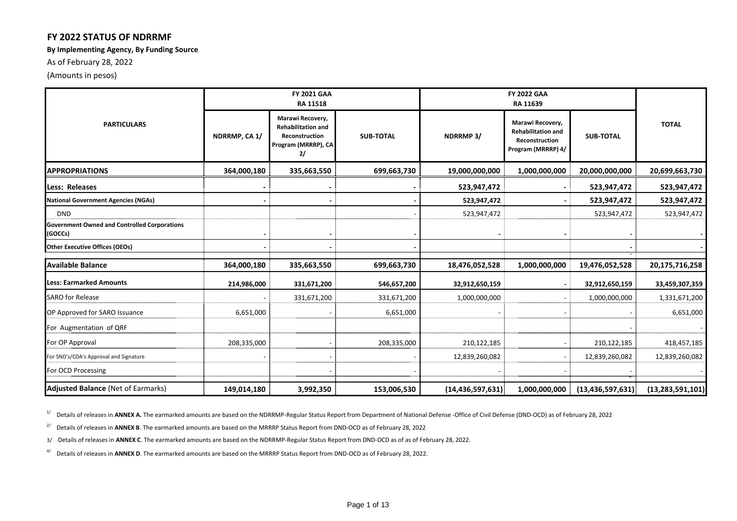# FY 2022 STATUS OF NDRRMF

**By Implementing Agency, By Funding Source**

As of February 28, 2022

(Amounts in pesos)

| PARTICULARS | FY 2021 GAA RA 11518 | | | FY 2022 GAA RA 11639 | | | TOTAL |
|---|---|---|---|---|---|---|---|
| | NDRRMP, CA 1/ | Marawi Recovery, Rehabilitation and Reconstruction Program (MRRRP), CA 2/ | SUB-TOTAL | NDRRMP 3/ | Marawi Recovery, Rehabilitation and Reconstruction Program (MRRRP) 4/ | SUB-TOTAL | |
| **APPROPRIATIONS** | **364,000,180** | **335,663,550** | **699,663,730** | **19,000,000,000** | **1,000,000,000** | **20,000,000,000** | **20,699,663,730** |
| **Less: Releases** | **-** | **-** | **-** | **523,947,472** | **-** | **523,947,472** | **523,947,472** |
| **National Government Agencies (NGAs)** | **-** | **-** | **-** | **523,947,472** | **-** | **523,947,472** | **523,947,472** |
| DND | | | - | 523,947,472 | | 523,947,472 | 523,947,472 |
| **Government Owned and Controlled Corporations (GOCCs)** | **-** | **-** | **-** | **-** | **-** | **-** | **-** |
| **Other Executive Offices (OEOs)** | **-** | **-** | **-** | | | **-** | **-** |
| **Available Balance** | **364,000,180** | **335,663,550** | **699,663,730** | **18,476,052,528** | **1,000,000,000** | **19,476,052,528** | **20,175,716,258** |
| **Less: Earmarked Amounts** | **214,986,000** | **331,671,200** | **546,657,200** | **32,912,650,159** | **-** | **32,912,650,159** | **33,459,307,359** |
| SARO for Release | - | 331,671,200 | 331,671,200 | 1,000,000,000 | - | 1,000,000,000 | 1,331,671,200 |
| OP Approved for SARO Issuance | 6,651,000 | - | 6,651,000 | - | - | - | 6,651,000 |
| For Augmentation of QRF | | | | | | - | - |
| For OP Approval | 208,335,000 | - | 208,335,000 | 210,122,185 | - | 210,122,185 | 418,457,185 |
| For SND's/CDA's Approval and Signature | - | - | - | 12,839,260,082 | - | 12,839,260,082 | 12,839,260,082 |
| For OCD Processing | | - | - | - | - | - | - |
| **Adjusted Balance** (Net of Earmarks) | **149,014,180** | **3,992,350** | **153,006,530** | **(14,436,597,631)** | **1,000,000,000** | **(13,436,597,631)** | **(13,283,591,101)** |

1/ Details of releases in **ANNEX A.** The earmarked amounts are based on the NDRRMP-Regular Status Report from Department of National Defense -Office of Civil Defense (DND-OCD) as of February 28, 2022

2/ Details of releases in **ANNEX B**. The earmarked amounts are based on the MRRRP Status Report from DND-OCD as of February 28, 2022

3/ Details of releases in **ANNEX C**. The earmarked amounts are based on the NDRRMP-Regular Status Report from DND-OCD as of as of February 28, 2022.

4/ Details of releases in **ANNEX D**. The earmarked amounts are based on the MRRRP Status Report from DND-OCD as of February 28, 2022.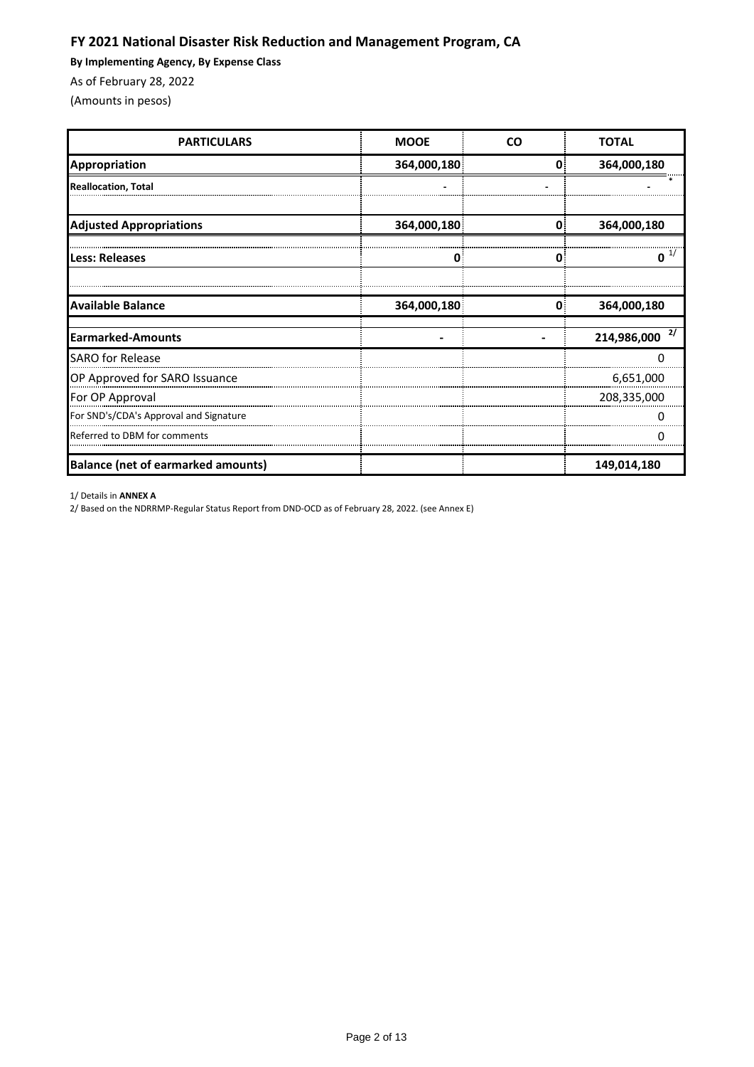# FY 2021 National Disaster Risk Reduction and Management Program, CA

**By Implementing Agency, By Expense Class**

As of February 28, 2022

(Amounts in pesos)

| PARTICULARS | MOOE | CO | TOTAL |
|---|---|---|---|
| **Appropriation** | **364,000,180** | **0** | **364,000,180** |
| **Reallocation, Total** | - | - | - * |
| | | | |
| **Adjusted Appropriations** | **364,000,180** | **0** | **364,000,180** |
| **Less: Releases** | **0** | **0** | **0** [1/] |
| | | | |
| **Available Balance** | **364,000,180** | **0** | **364,000,180** |
| **Earmarked-Amounts** | **-** | **-** | **214,986,000** [2/] |
| SARO for Release | | | 0 |
| OP Approved for SARO Issuance | | | 6,651,000 |
| For OP Approval | | | 208,335,000 |
| For SND's/CDA's Approval and Signature | | | 0 |
| Referred to DBM for comments | | | 0 |
| **Balance (net of earmarked amounts)** | | | **149,014,180** |

1/ Details in **ANNEX A**

2/ Based on the NDRRMP-Regular Status Report from DND-OCD as of February 28, 2022. (see Annex E)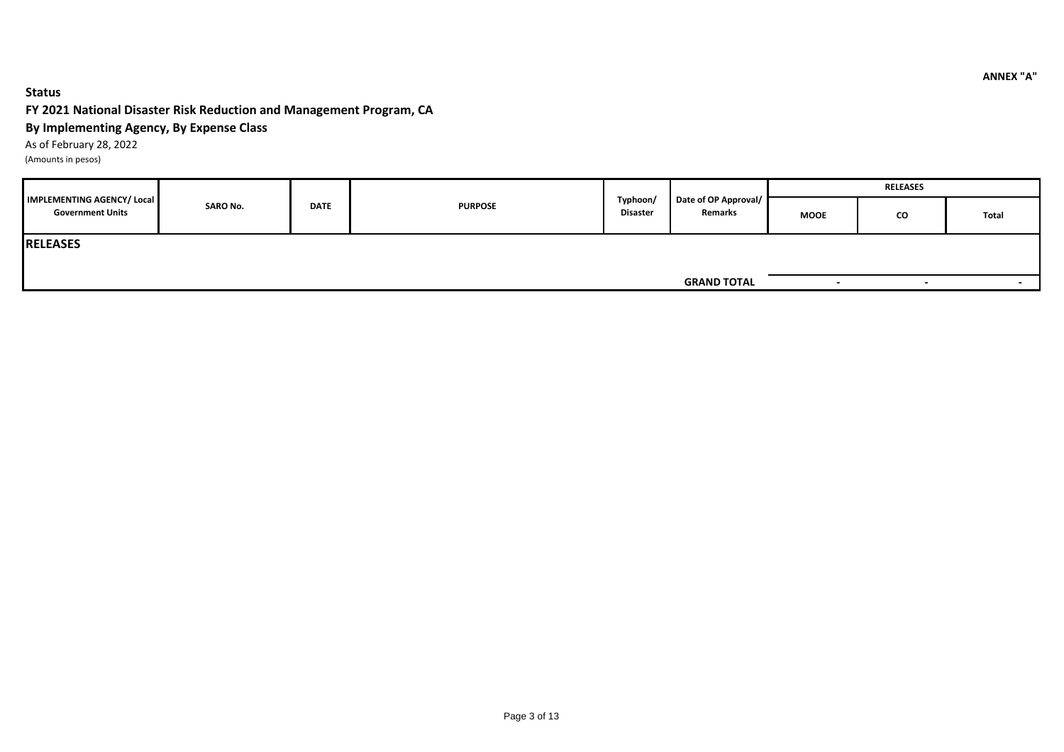ANNEX "A"

**Status**

**FY 2021 National Disaster Risk Reduction and Management Program, CA**

**By Implementing Agency, By Expense Class**

As of February 28, 2022

(Amounts in pesos)

| IMPLEMENTING AGENCY/ Local Government Units | SARO No. | DATE | PURPOSE | Typhoon/ Disaster | Date of OP Approval/ Remarks | RELEASES | | |
|---|---|---|---|---|---|---|---|---|
| | | | | | | MOOE | CO | Total |
| **RELEASES** | | | | | | | | |
| | | | | | **GRAND TOTAL** | - | - | - |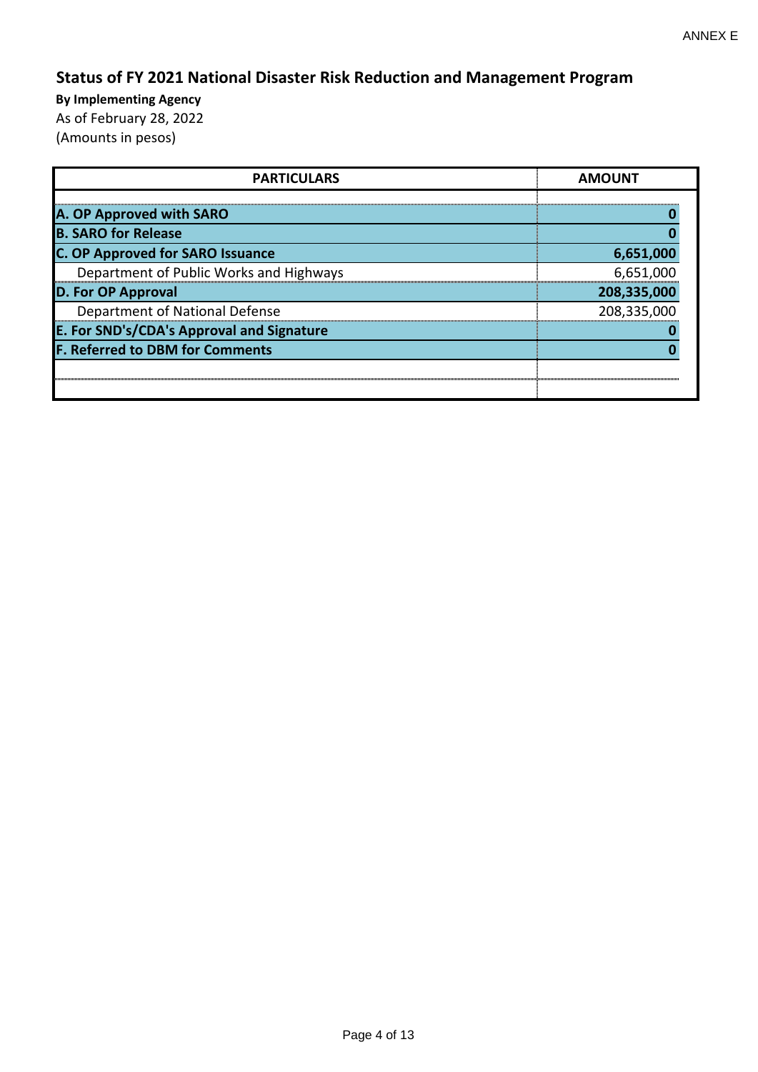ANNEX E

## Status of FY 2021 National Disaster Risk Reduction and Management Program

**By Implementing Agency**

As of February 28, 2022

(Amounts in pesos)

| PARTICULARS | AMOUNT |
|---|---|
| **A. OP Approved with SARO** | **0** |
| **B. SARO for Release** | **0** |
| **C. OP Approved for SARO Issuance** | **6,651,000** |
| Department of Public Works and Highways | 6,651,000 |
| **D. For OP Approval** | **208,335,000** |
| Department of National Defense | 208,335,000 |
| **E. For SND's/CDA's Approval and Signature** | **0** |
| **F. Referred to DBM for Comments** | **0** |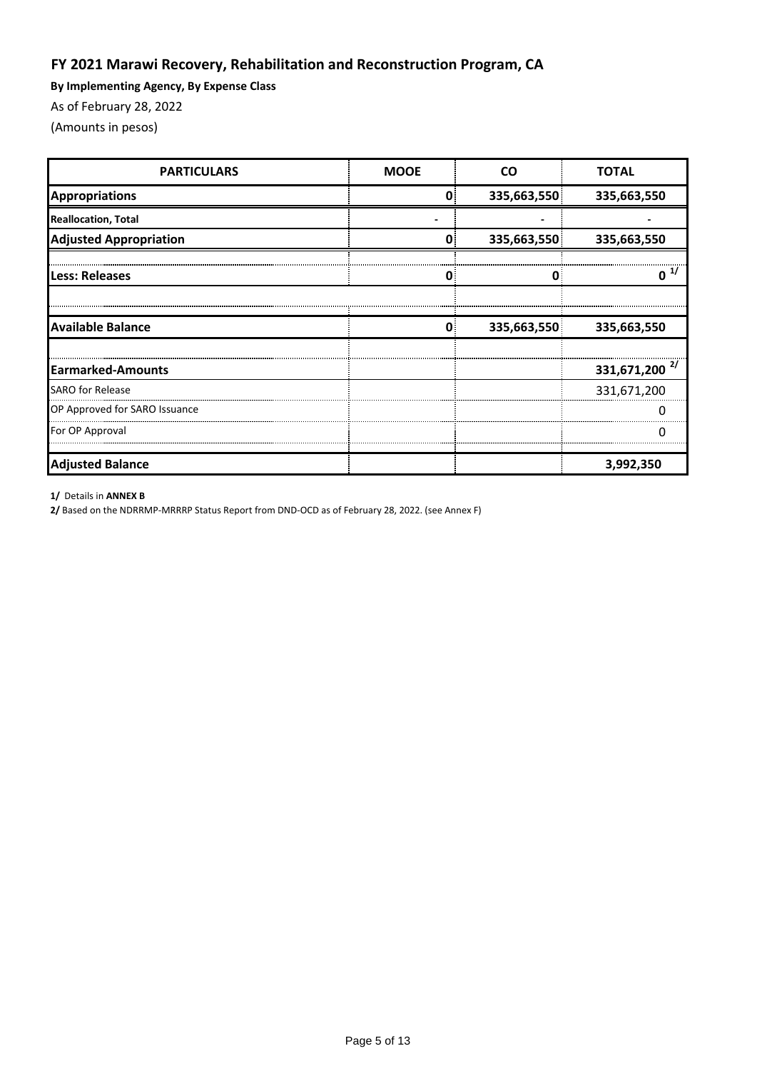## FY 2021 Marawi Recovery, Rehabilitation and Reconstruction Program, CA

**By Implementing Agency, By Expense Class**

As of February 28, 2022

(Amounts in pesos)

| PARTICULARS | MOOE | CO | TOTAL |
|---|---|---|---|
| **Appropriations** | **0** | **335,663,550** | **335,663,550** |
| **Reallocation, Total** | **-** | **-** | **-** |
| **Adjusted Appropriation** | **0** | **335,663,550** | **335,663,550** |
| **Less: Releases** | **0** | **0** | **0** [1/] |
| **Available Balance** | **0** | **335,663,550** | **335,663,550** |
| **Earmarked-Amounts** | | | **331,671,200** [2/] |
| SARO for Release | | | 331,671,200 |
| OP Approved for SARO Issuance | | | 0 |
| For OP Approval | | | 0 |
| **Adjusted Balance** | | | **3,992,350** |

**1/** Details in **ANNEX B**

**2/** Based on the NDRRMP-MRRRP Status Report from DND-OCD as of February 28, 2022. (see Annex F)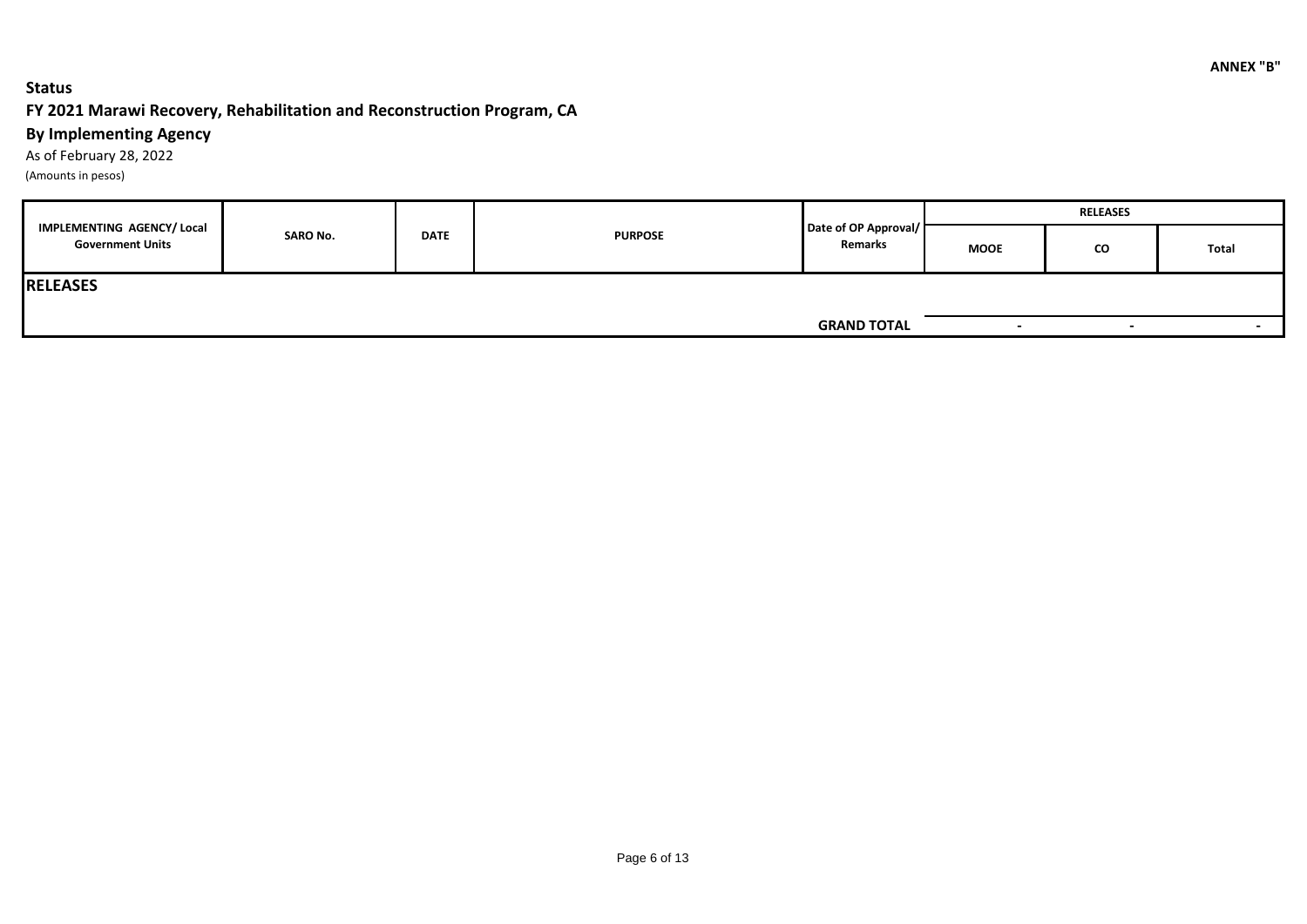**ANNEX "B"**

**Status**

**FY 2021 Marawi Recovery, Rehabilitation and Reconstruction Program, CA**

**By Implementing Agency**

As of February 28, 2022

(Amounts in pesos)

| IMPLEMENTING AGENCY/ Local Government Units | SARO No. | DATE | PURPOSE | Date of OP Approval/ Remarks | RELEASES | | |
|---|---|---|---|---|---|---|---|
| | | | | | MOOE | CO | Total |
| **RELEASES** | | | | | | | |
| | | | | **GRAND TOTAL** | - | - | - |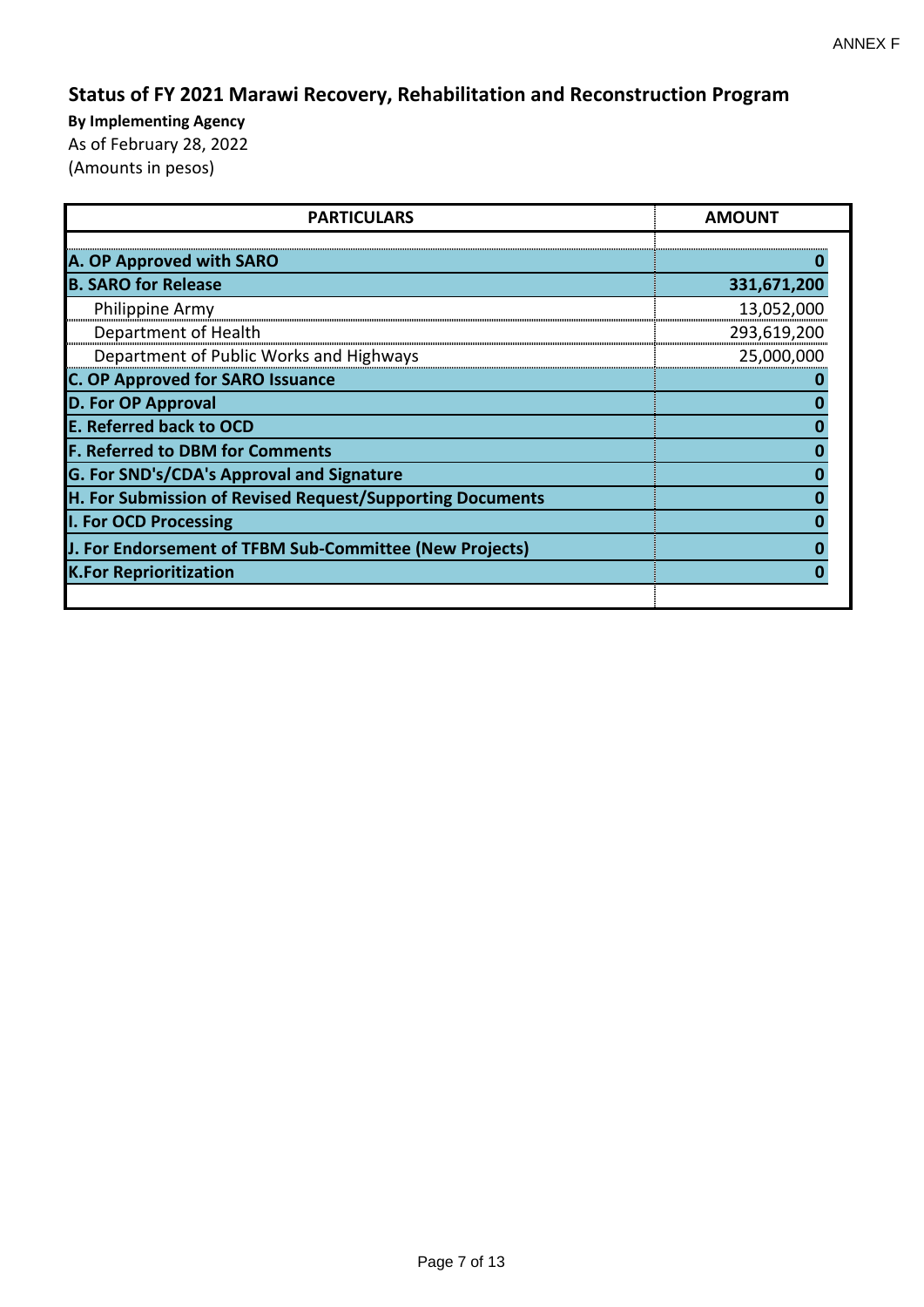ANNEX F

# Status of FY 2021 Marawi Recovery, Rehabilitation and Reconstruction Program

**By Implementing Agency**

As of February 28, 2022

(Amounts in pesos)

| PARTICULARS | AMOUNT |
|---|---|
| **A. OP Approved with SARO** | **0** |
| **B. SARO for Release** | **331,671,200** |
| Philippine Army | 13,052,000 |
| Department of Health | 293,619,200 |
| Department of Public Works and Highways | 25,000,000 |
| **C. OP Approved for SARO Issuance** | **0** |
| **D. For OP Approval** | **0** |
| **E. Referred back to OCD** | **0** |
| **F. Referred to DBM for Comments** | **0** |
| **G. For SND's/CDA's Approval and Signature** | **0** |
| **H. For Submission of Revised Request/Supporting Documents** | **0** |
| **I. For OCD Processing** | **0** |
| **J. For Endorsement of TFBM Sub-Committee (New Projects)** | **0** |
| **K.For Reprioritization** | **0** |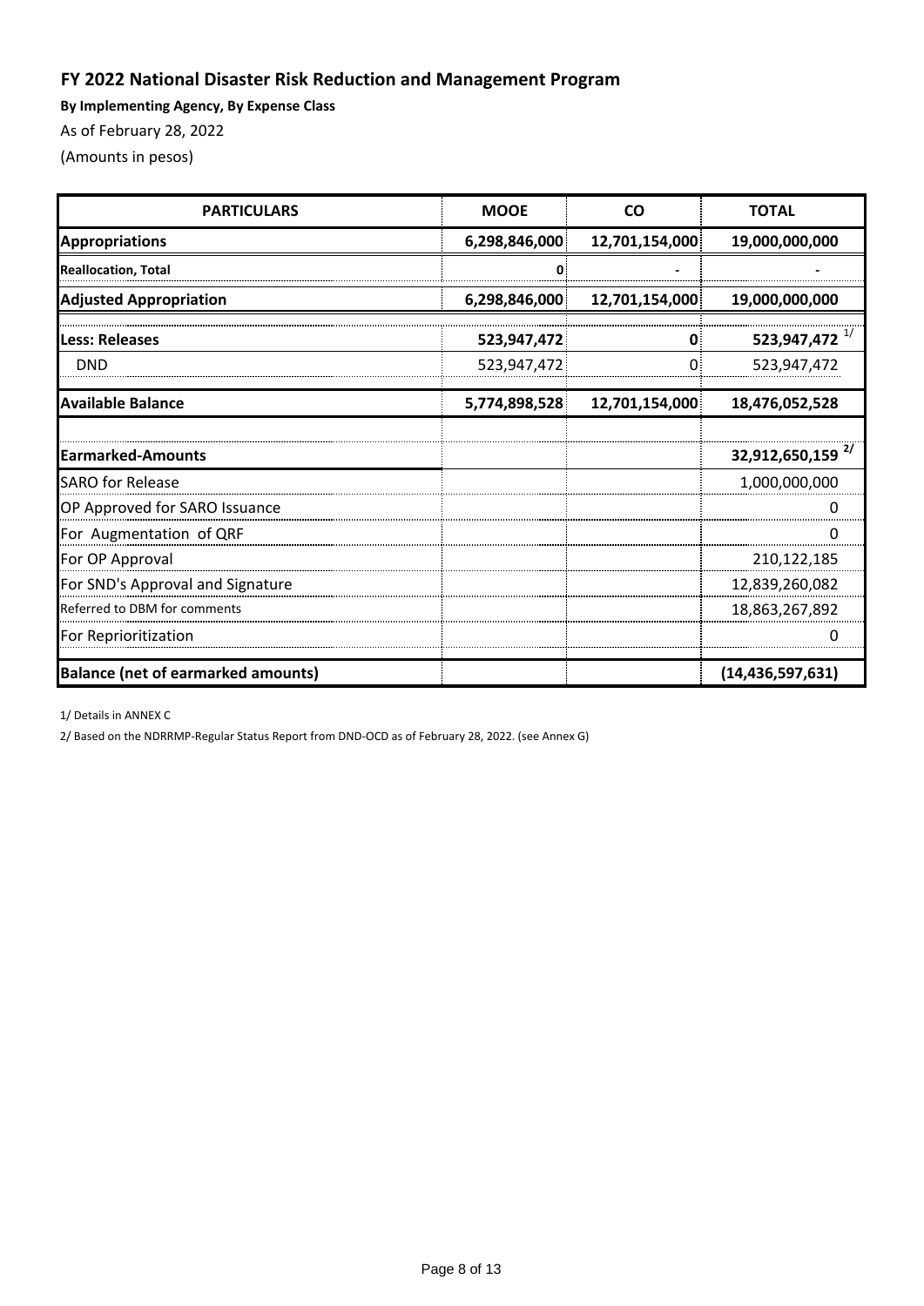## FY 2022 National Disaster Risk Reduction and Management Program

**By Implementing Agency, By Expense Class**

As of February 28, 2022

(Amounts in pesos)

| PARTICULARS | MOOE | CO | TOTAL |
|---|---|---|---|
| **Appropriations** | **6,298,846,000** | **12,701,154,000** | **19,000,000,000** |
| **Reallocation, Total** | **0** | **-** | **-** |
| **Adjusted Appropriation** | **6,298,846,000** | **12,701,154,000** | **19,000,000,000** |
| **Less: Releases** | **523,947,472** | **0** | **523,947,472** [1/] |
| DND | 523,947,472 | 0 | 523,947,472 |
| **Available Balance** | **5,774,898,528** | **12,701,154,000** | **18,476,052,528** |
| | | | |
| **Earmarked-Amounts** | | | **32,912,650,159** [2/] |
| SARO for Release | | | 1,000,000,000 |
| OP Approved for SARO Issuance | | | 0 |
| For Augmentation of QRF | | | 0 |
| For OP Approval | | | 210,122,185 |
| For SND's Approval and Signature | | | 12,839,260,082 |
| Referred to DBM for comments | | | 18,863,267,892 |
| For Reprioritization | | | 0 |
| **Balance (net of earmarked amounts)** | | | **(14,436,597,631)** |

1/ Details in ANNEX C

2/ Based on the NDRRMP-Regular Status Report from DND-OCD as of February 28, 2022. (see Annex G)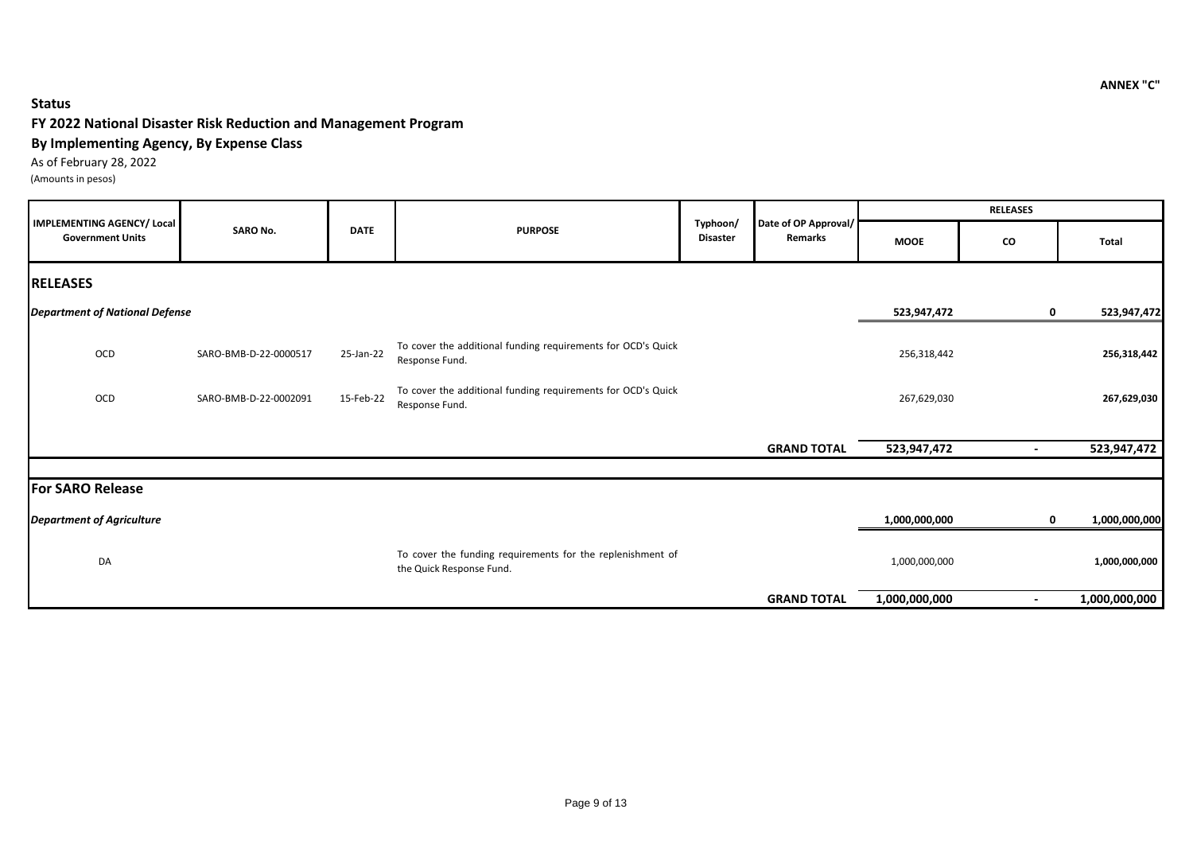ANNEX "C"

**Status**

**FY 2022 National Disaster Risk Reduction and Management Program**

**By Implementing Agency, By Expense Class**

As of February 28, 2022

(Amounts in pesos)

| IMPLEMENTING AGENCY/ Local Government Units | SARO No. | DATE | PURPOSE | Typhoon/ Disaster | Date of OP Approval/ Remarks | RELEASES | | |
|---|---|---|---|---|---|---|---|---|
| | | | | | | MOOE | CO | Total |
| **RELEASES** | | | | | | | | |
| ***Department of National Defense*** | | | | | | **523,947,472** | **0** | **523,947,472** |
| OCD | SARO-BMB-D-22-0000517 | 25-Jan-22 | To cover the additional funding requirements for OCD's Quick Response Fund. | | | 256,318,442 | | **256,318,442** |
| OCD | SARO-BMB-D-22-0002091 | 15-Feb-22 | To cover the additional funding requirements for OCD's Quick Response Fund. | | | 267,629,030 | | **267,629,030** |
| | | | | | **GRAND TOTAL** | **523,947,472** | **-** | **523,947,472** |
| **For SARO Release** | | | | | | | | |
| ***Department of Agriculture*** | | | | | | **1,000,000,000** | **0** | **1,000,000,000** |
| DA | | | To cover the funding requirements for the replenishment of the Quick Response Fund. | | | 1,000,000,000 | | **1,000,000,000** |
| | | | | | **GRAND TOTAL** | **1,000,000,000** | **-** | **1,000,000,000** |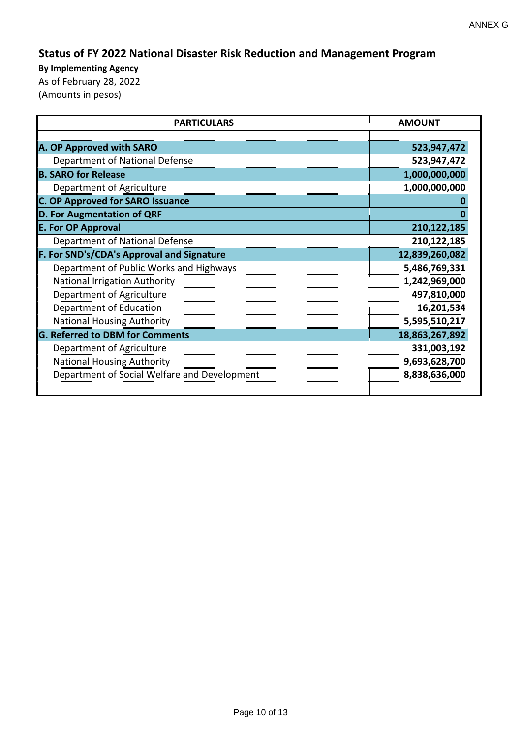ANNEX G

# Status of FY 2022 National Disaster Risk Reduction and Management Program

**By Implementing Agency**

As of February 28, 2022

(Amounts in pesos)

| PARTICULARS | AMOUNT |
|---|---|
| **A. OP Approved with SARO** | **523,947,472** |
| Department of National Defense | **523,947,472** |
| **B. SARO for Release** | **1,000,000,000** |
| Department of Agriculture | **1,000,000,000** |
| **C. OP Approved for SARO Issuance** | **0** |
| **D. For Augmentation of QRF** | **0** |
| **E. For OP Approval** | **210,122,185** |
| Department of National Defense | **210,122,185** |
| **F. For SND's/CDA's Approval and Signature** | **12,839,260,082** |
| Department of Public Works and Highways | **5,486,769,331** |
| National Irrigation Authority | **1,242,969,000** |
| Department of Agriculture | **497,810,000** |
| Department of Education | **16,201,534** |
| National Housing Authority | **5,595,510,217** |
| **G. Referred to DBM for Comments** | **18,863,267,892** |
| Department of Agriculture | **331,003,192** |
| National Housing Authority | **9,693,628,700** |
| Department of Social Welfare and Development | **8,838,636,000** |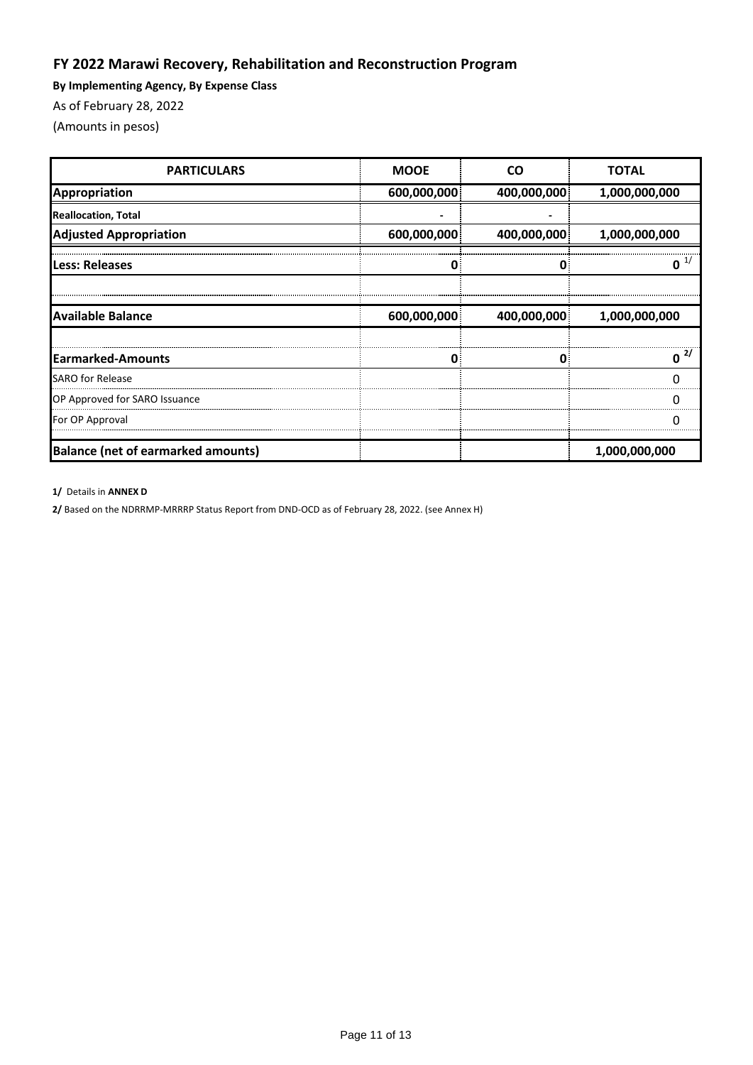## FY 2022 Marawi Recovery, Rehabilitation and Reconstruction Program

**By Implementing Agency, By Expense Class**

As of February 28, 2022

(Amounts in pesos)

| PARTICULARS | MOOE | CO | TOTAL |
|---|---|---|---|
| **Appropriation** | 600,000,000 | 400,000,000 | 1,000,000,000 |
| **Reallocation, Total** | - | - | |
| **Adjusted Appropriation** | 600,000,000 | 400,000,000 | 1,000,000,000 |
| **Less: Releases** | 0 | 0 | 0 [1/] |
| | | | |
| **Available Balance** | 600,000,000 | 400,000,000 | 1,000,000,000 |
| | | | |
| **Earmarked-Amounts** | 0 | 0 | 0 [2/] |
| SARO for Release | | | 0 |
| OP Approved for SARO Issuance | | | 0 |
| For OP Approval | | | 0 |
| **Balance (net of earmarked amounts)** | | | 1,000,000,000 |

**1/** Details in **ANNEX D**

**2/** Based on the NDRRMP-MRRRP Status Report from DND-OCD as of February 28, 2022. (see Annex H)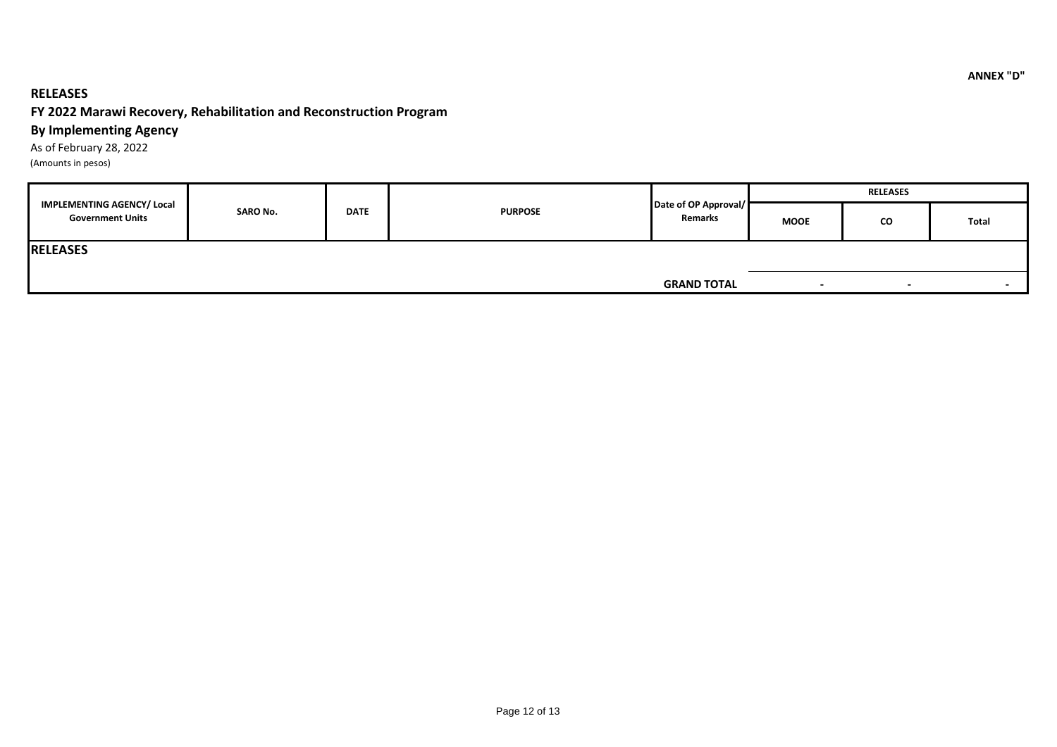ANNEX "D"

**RELEASES**

**FY 2022 Marawi Recovery, Rehabilitation and Reconstruction Program**

**By Implementing Agency**

As of February 28, 2022

(Amounts in pesos)

| IMPLEMENTING AGENCY/ Local Government Units | SARO No. | DATE | PURPOSE | Date of OP Approval/ Remarks | RELEASES | | |
|---|---|---|---|---|---|---|---|
| | | | | | MOOE | CO | Total |
| **RELEASES** | | | | | | | |
| | | | | **GRAND TOTAL** | - | - | - |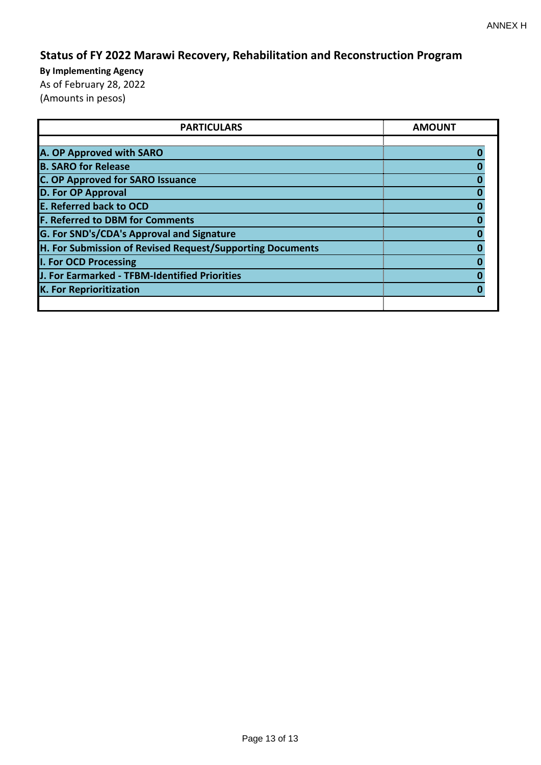ANNEX H

## Status of FY 2022 Marawi Recovery, Rehabilitation and Reconstruction Program

**By Implementing Agency**

As of February 28, 2022

(Amounts in pesos)

| PARTICULARS | AMOUNT |
|---|---|
| **A. OP Approved with SARO** | **0** |
| **B. SARO for Release** | **0** |
| **C. OP Approved for SARO Issuance** | **0** |
| **D. For OP Approval** | **0** |
| **E. Referred back to OCD** | **0** |
| **F. Referred to DBM for Comments** | **0** |
| **G. For SND's/CDA's Approval and Signature** | **0** |
| **H. For Submission of Revised Request/Supporting Documents** | **0** |
| **I. For OCD Processing** | **0** |
| **J. For Earmarked - TFBM-Identified Priorities** | **0** |
| **K. For Reprioritization** | **0** |